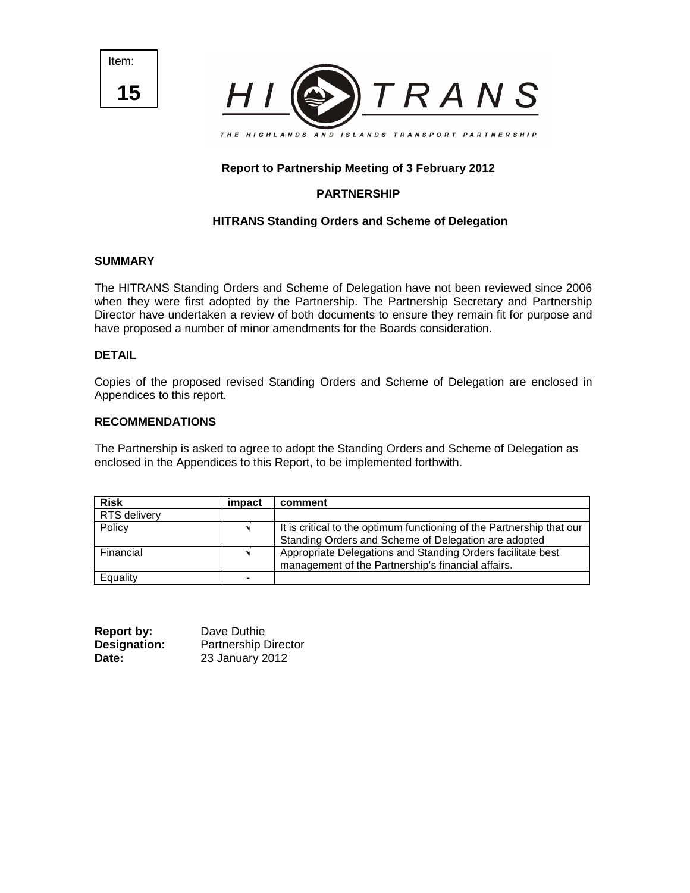Item:

**15**

HI TRANS

THE HIGHLANDS AND ISLANDS TRANSPORT PARTNERSHIP

**Report to Partnership Meeting of 3 February 2012**

**PARTNERSHIP**

**HITRANS Standing Orders and Scheme of Delegation**

## SUMMARY

The HITRANS Standing Orders and Scheme of Delegation have not been reviewed since 2006 when they were first adopted by the Partnership. The Partnership Secretary and Partnership Director have undertaken a review of both documents to ensure they remain fit for purpose and have proposed a number of minor amendments for the Boards consideration.

## DETAIL

Copies of the proposed revised Standing Orders and Scheme of Delegation are enclosed in Appendices to this report.

## RECOMMENDATIONS

The Partnership is asked to agree to adopt the Standing Orders and Scheme of Delegation as enclosed in the Appendices to this Report, to be implemented forthwith.

| Risk | impact | comment |
| --- | --- | --- |
| RTS delivery | | |
| Policy | √ | It is critical to the optimum functioning of the Partnership that our Standing Orders and Scheme of Delegation are adopted |
| Financial | √ | Appropriate Delegations and Standing Orders facilitate best management of the Partnership's financial affairs. |
| Equality | - | |

**Report by:** Dave Duthie
**Designation:** Partnership Director
**Date:** 23 January 2012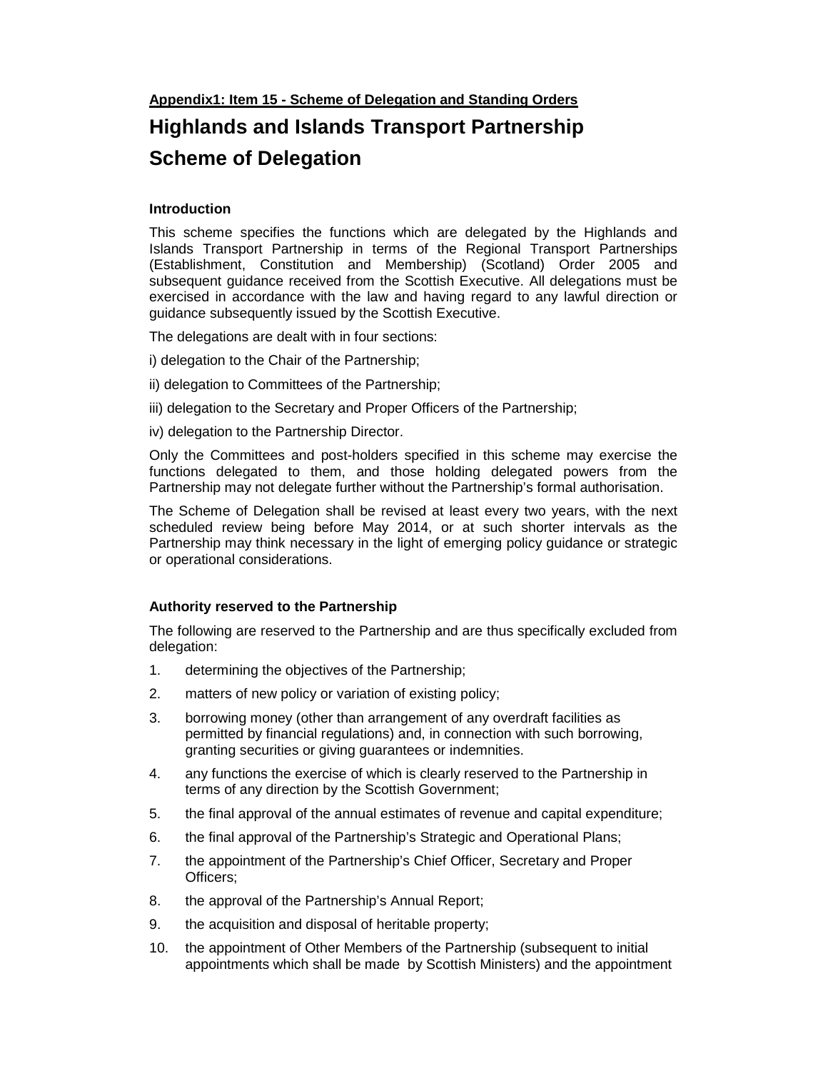**Appendix1: Item 15 - Scheme of Delegation and Standing Orders**

# Highlands and Islands Transport Partnership

# Scheme of Delegation

### Introduction

This scheme specifies the functions which are delegated by the Highlands and Islands Transport Partnership in terms of the Regional Transport Partnerships (Establishment, Constitution and Membership) (Scotland) Order 2005 and subsequent guidance received from the Scottish Executive. All delegations must be exercised in accordance with the law and having regard to any lawful direction or guidance subsequently issued by the Scottish Executive.

The delegations are dealt with in four sections:

i) delegation to the Chair of the Partnership;

ii) delegation to Committees of the Partnership;

iii) delegation to the Secretary and Proper Officers of the Partnership;

iv) delegation to the Partnership Director.

Only the Committees and post-holders specified in this scheme may exercise the functions delegated to them, and those holding delegated powers from the Partnership may not delegate further without the Partnership's formal authorisation.

The Scheme of Delegation shall be revised at least every two years, with the next scheduled review being before May 2014, or at such shorter intervals as the Partnership may think necessary in the light of emerging policy guidance or strategic or operational considerations.

### Authority reserved to the Partnership

The following are reserved to the Partnership and are thus specifically excluded from delegation:

1. determining the objectives of the Partnership;
2. matters of new policy or variation of existing policy;
3. borrowing money (other than arrangement of any overdraft facilities as permitted by financial regulations) and, in connection with such borrowing, granting securities or giving guarantees or indemnities.
4. any functions the exercise of which is clearly reserved to the Partnership in terms of any direction by the Scottish Government;
5. the final approval of the annual estimates of revenue and capital expenditure;
6. the final approval of the Partnership's Strategic and Operational Plans;
7. the appointment of the Partnership's Chief Officer, Secretary and Proper Officers;
8. the approval of the Partnership's Annual Report;
9. the acquisition and disposal of heritable property;
10. the appointment of Other Members of the Partnership (subsequent to initial appointments which shall be made by Scottish Ministers) and the appointment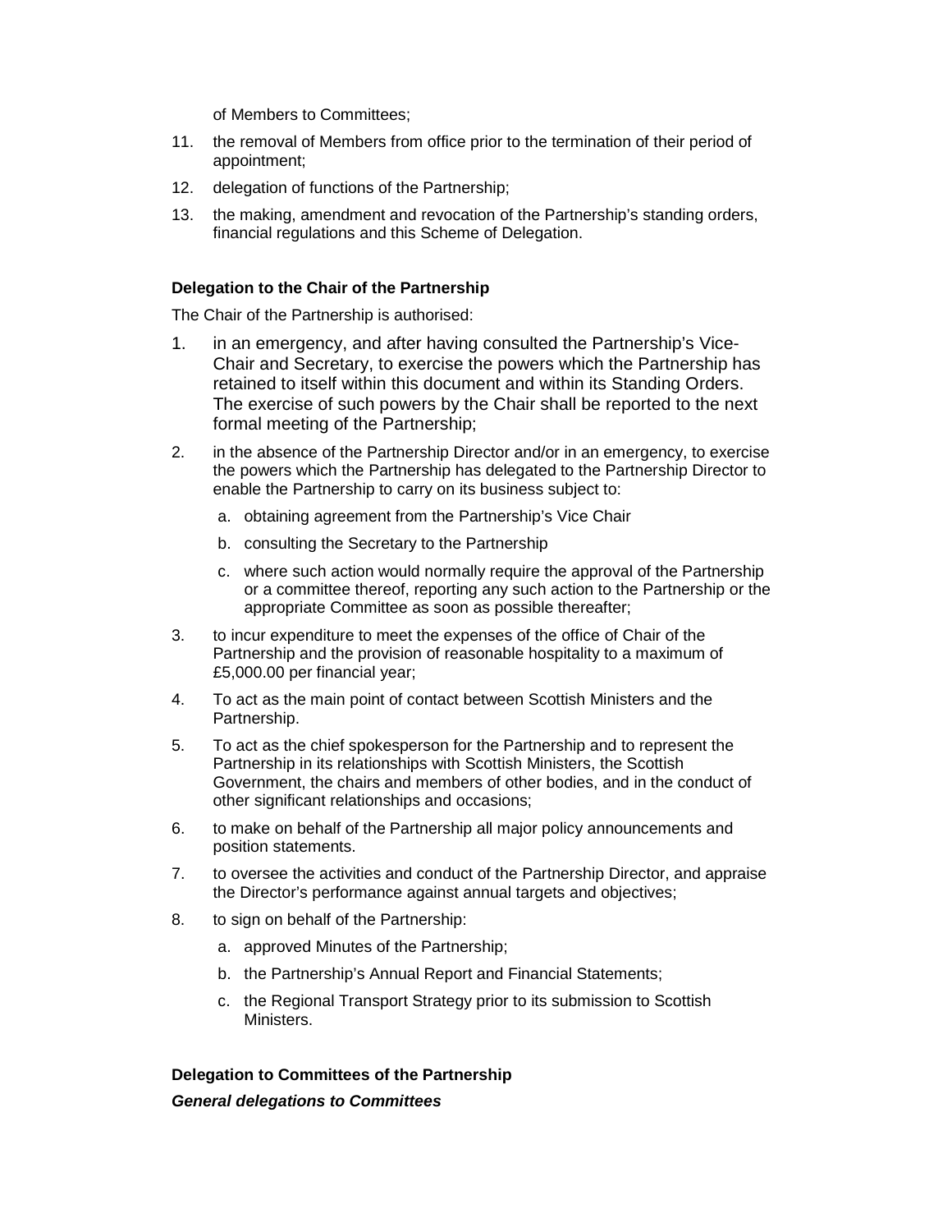of Members to Committees;

11. the removal of Members from office prior to the termination of their period of appointment;

12. delegation of functions of the Partnership;

13. the making, amendment and revocation of the Partnership's standing orders, financial regulations and this Scheme of Delegation.

**Delegation to the Chair of the Partnership**

The Chair of the Partnership is authorised:

1. in an emergency, and after having consulted the Partnership's Vice-Chair and Secretary, to exercise the powers which the Partnership has retained to itself within this document and within its Standing Orders. The exercise of such powers by the Chair shall be reported to the next formal meeting of the Partnership;

2. in the absence of the Partnership Director and/or in an emergency, to exercise the powers which the Partnership has delegated to the Partnership Director to enable the Partnership to carry on its business subject to:
   a. obtaining agreement from the Partnership's Vice Chair
   b. consulting the Secretary to the Partnership
   c. where such action would normally require the approval of the Partnership or a committee thereof, reporting any such action to the Partnership or the appropriate Committee as soon as possible thereafter;

3. to incur expenditure to meet the expenses of the office of Chair of the Partnership and the provision of reasonable hospitality to a maximum of £5,000.00 per financial year;

4. To act as the main point of contact between Scottish Ministers and the Partnership.

5. To act as the chief spokesperson for the Partnership and to represent the Partnership in its relationships with Scottish Ministers, the Scottish Government, the chairs and members of other bodies, and in the conduct of other significant relationships and occasions;

6. to make on behalf of the Partnership all major policy announcements and position statements.

7. to oversee the activities and conduct of the Partnership Director, and appraise the Director's performance against annual targets and objectives;

8. to sign on behalf of the Partnership:
   a. approved Minutes of the Partnership;
   b. the Partnership's Annual Report and Financial Statements;
   c. the Regional Transport Strategy prior to its submission to Scottish Ministers.

**Delegation to Committees of the Partnership**

***General delegations to Committees***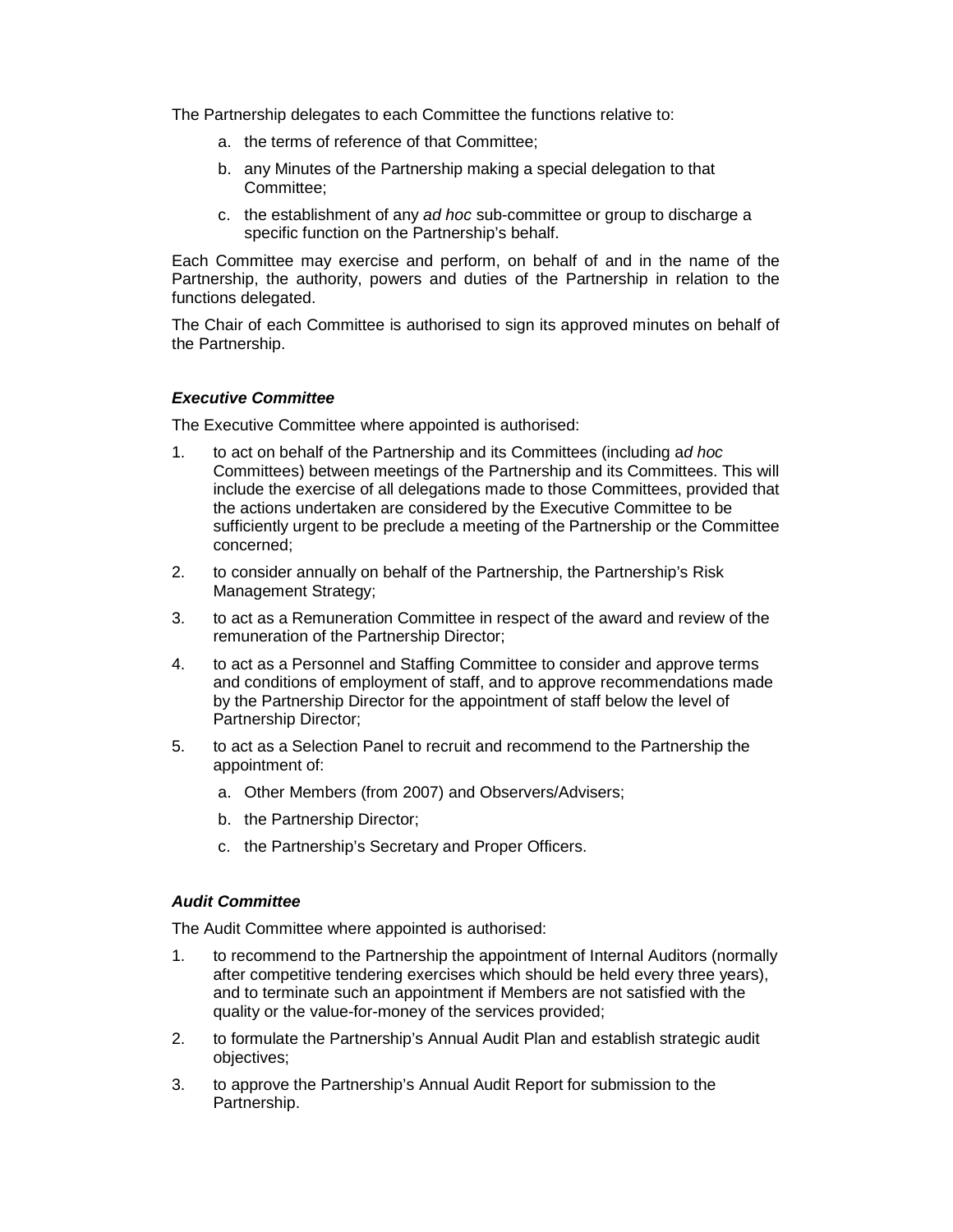The Partnership delegates to each Committee the functions relative to:

a. the terms of reference of that Committee;

b. any Minutes of the Partnership making a special delegation to that Committee;

c. the establishment of any *ad hoc* sub-committee or group to discharge a specific function on the Partnership's behalf.

Each Committee may exercise and perform, on behalf of and in the name of the Partnership, the authority, powers and duties of the Partnership in relation to the functions delegated.

The Chair of each Committee is authorised to sign its approved minutes on behalf of the Partnership.

### ***Executive Committee***

The Executive Committee where appointed is authorised:

1. to act on behalf of the Partnership and its Committees (including a*d hoc* Committees) between meetings of the Partnership and its Committees. This will include the exercise of all delegations made to those Committees, provided that the actions undertaken are considered by the Executive Committee to be sufficiently urgent to be preclude a meeting of the Partnership or the Committee concerned;
2. to consider annually on behalf of the Partnership, the Partnership's Risk Management Strategy;
3. to act as a Remuneration Committee in respect of the award and review of the remuneration of the Partnership Director;
4. to act as a Personnel and Staffing Committee to consider and approve terms and conditions of employment of staff, and to approve recommendations made by the Partnership Director for the appointment of staff below the level of Partnership Director;
5. to act as a Selection Panel to recruit and recommend to the Partnership the appointment of:
    a. Other Members (from 2007) and Observers/Advisers;
    b. the Partnership Director;
    c. the Partnership's Secretary and Proper Officers.

### ***Audit Committee***

The Audit Committee where appointed is authorised:

1. to recommend to the Partnership the appointment of Internal Auditors (normally after competitive tendering exercises which should be held every three years), and to terminate such an appointment if Members are not satisfied with the quality or the value-for-money of the services provided;
2. to formulate the Partnership's Annual Audit Plan and establish strategic audit objectives;
3. to approve the Partnership's Annual Audit Report for submission to the Partnership.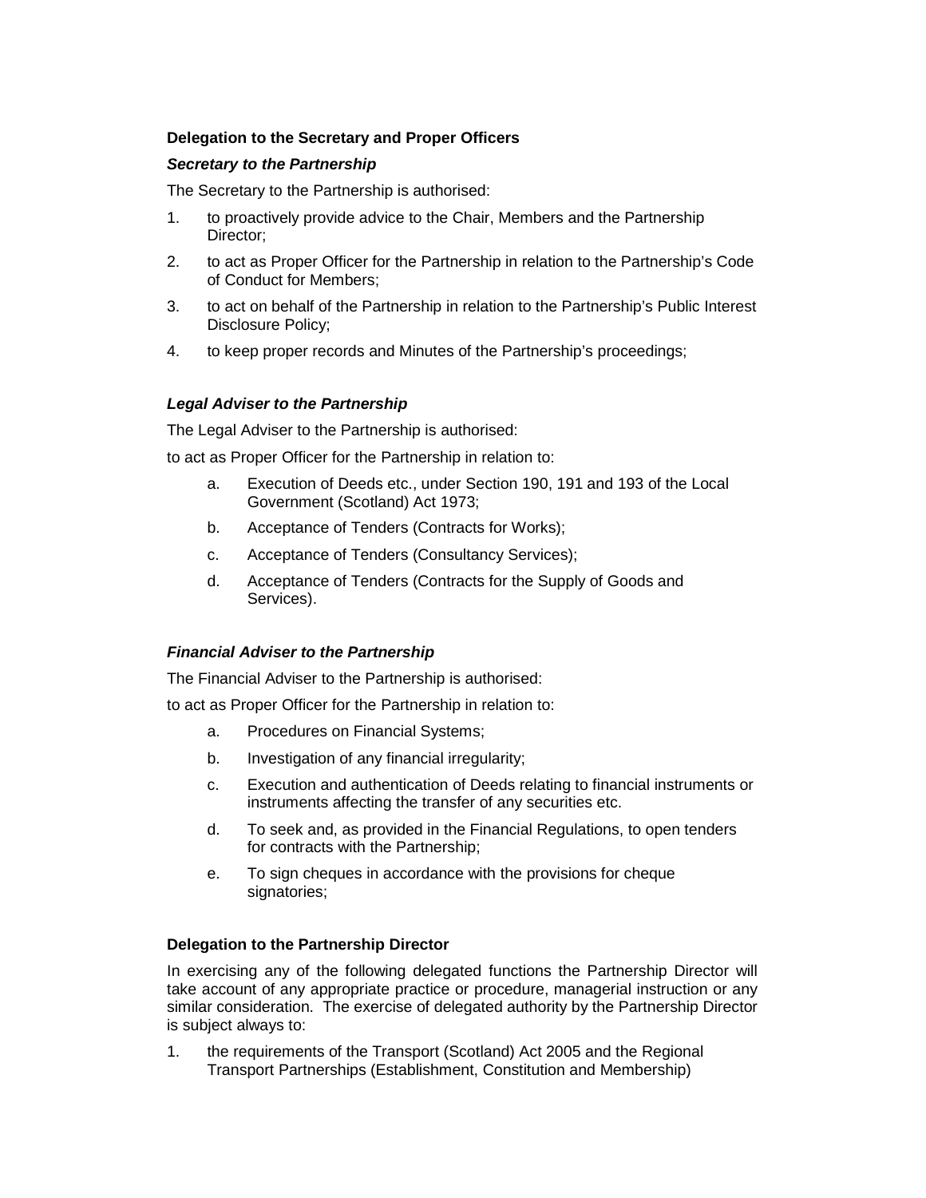**Delegation to the Secretary and Proper Officers**

***Secretary to the Partnership***

The Secretary to the Partnership is authorised:

1. to proactively provide advice to the Chair, Members and the Partnership Director;
2. to act as Proper Officer for the Partnership in relation to the Partnership's Code of Conduct for Members;
3. to act on behalf of the Partnership in relation to the Partnership's Public Interest Disclosure Policy;
4. to keep proper records and Minutes of the Partnership's proceedings;

***Legal Adviser to the Partnership***

The Legal Adviser to the Partnership is authorised:

to act as Proper Officer for the Partnership in relation to:

a. Execution of Deeds etc., under Section 190, 191 and 193 of the Local Government (Scotland) Act 1973;
b. Acceptance of Tenders (Contracts for Works);
c. Acceptance of Tenders (Consultancy Services);
d. Acceptance of Tenders (Contracts for the Supply of Goods and Services).

***Financial Adviser to the Partnership***

The Financial Adviser to the Partnership is authorised:

to act as Proper Officer for the Partnership in relation to:

a. Procedures on Financial Systems;
b. Investigation of any financial irregularity;
c. Execution and authentication of Deeds relating to financial instruments or instruments affecting the transfer of any securities etc.
d. To seek and, as provided in the Financial Regulations, to open tenders for contracts with the Partnership;
e. To sign cheques in accordance with the provisions for cheque signatories;

**Delegation to the Partnership Director**

In exercising any of the following delegated functions the Partnership Director will take account of any appropriate practice or procedure, managerial instruction or any similar consideration. The exercise of delegated authority by the Partnership Director is subject always to:

1. the requirements of the Transport (Scotland) Act 2005 and the Regional Transport Partnerships (Establishment, Constitution and Membership)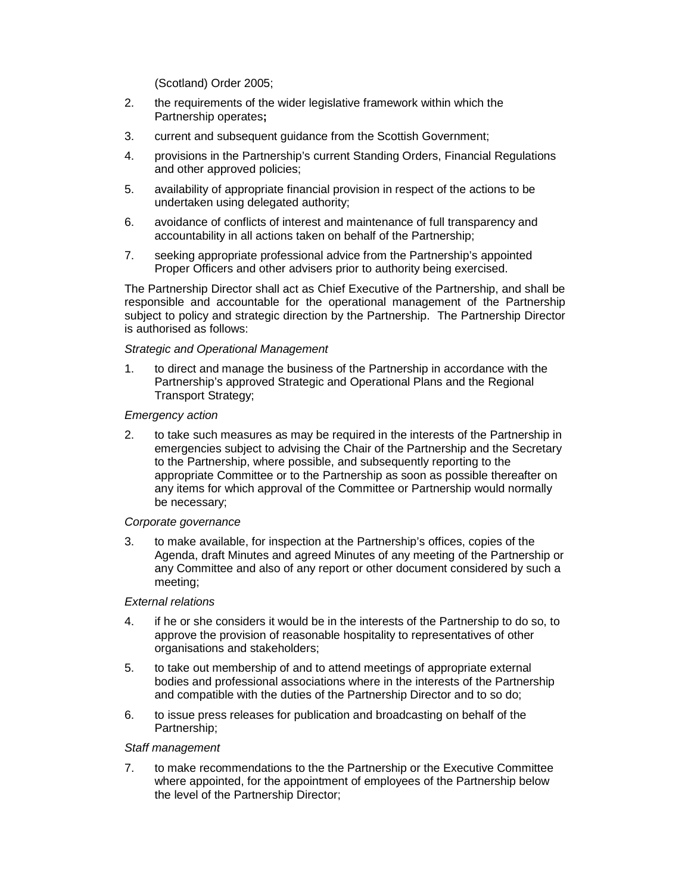(Scotland) Order 2005;

2. the requirements of the wider legislative framework within which the Partnership operates**;**
3. current and subsequent guidance from the Scottish Government;
4. provisions in the Partnership's current Standing Orders, Financial Regulations and other approved policies;
5. availability of appropriate financial provision in respect of the actions to be undertaken using delegated authority;
6. avoidance of conflicts of interest and maintenance of full transparency and accountability in all actions taken on behalf of the Partnership;
7. seeking appropriate professional advice from the Partnership's appointed Proper Officers and other advisers prior to authority being exercised.

The Partnership Director shall act as Chief Executive of the Partnership, and shall be responsible and accountable for the operational management of the Partnership subject to policy and strategic direction by the Partnership. The Partnership Director is authorised as follows:

*Strategic and Operational Management*

1. to direct and manage the business of the Partnership in accordance with the Partnership's approved Strategic and Operational Plans and the Regional Transport Strategy;

*Emergency action*

2. to take such measures as may be required in the interests of the Partnership in emergencies subject to advising the Chair of the Partnership and the Secretary to the Partnership, where possible, and subsequently reporting to the appropriate Committee or to the Partnership as soon as possible thereafter on any items for which approval of the Committee or Partnership would normally be necessary;

*Corporate governance*

3. to make available, for inspection at the Partnership's offices, copies of the Agenda, draft Minutes and agreed Minutes of any meeting of the Partnership or any Committee and also of any report or other document considered by such a meeting;

*External relations*

4. if he or she considers it would be in the interests of the Partnership to do so, to approve the provision of reasonable hospitality to representatives of other organisations and stakeholders;
5. to take out membership of and to attend meetings of appropriate external bodies and professional associations where in the interests of the Partnership and compatible with the duties of the Partnership Director and to so do;
6. to issue press releases for publication and broadcasting on behalf of the Partnership;

*Staff management*

7. to make recommendations to the the Partnership or the Executive Committee where appointed, for the appointment of employees of the Partnership below the level of the Partnership Director;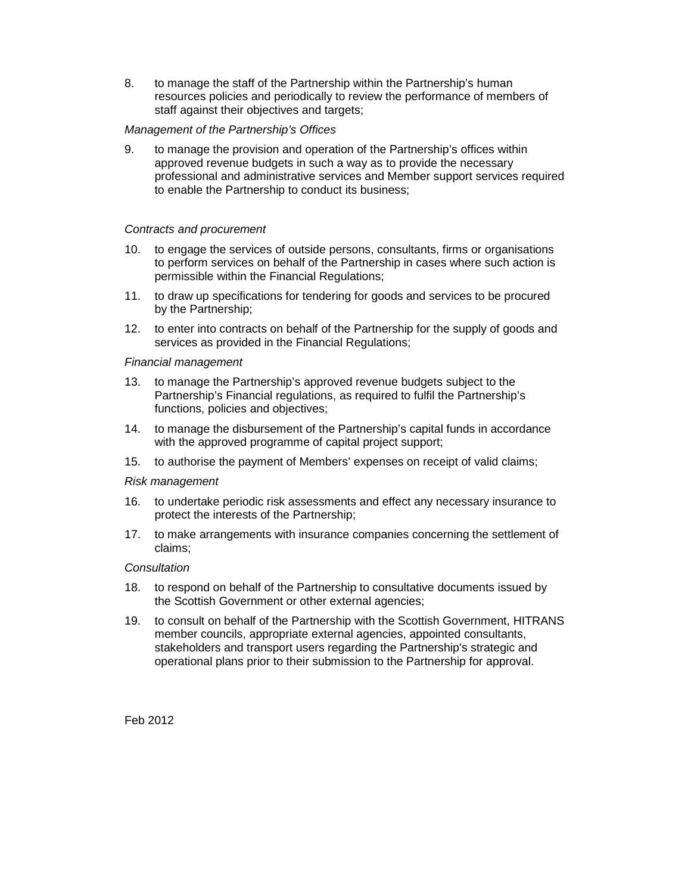8. to manage the staff of the Partnership within the Partnership's human resources policies and periodically to review the performance of members of staff against their objectives and targets;

*Management of the Partnership's Offices*

9. to manage the provision and operation of the Partnership's offices within approved revenue budgets in such a way as to provide the necessary professional and administrative services and Member support services required to enable the Partnership to conduct its business;

*Contracts and procurement*

10. to engage the services of outside persons, consultants, firms or organisations to perform services on behalf of the Partnership in cases where such action is permissible within the Financial Regulations;

11. to draw up specifications for tendering for goods and services to be procured by the Partnership;

12. to enter into contracts on behalf of the Partnership for the supply of goods and services as provided in the Financial Regulations;

*Financial management*

13. to manage the Partnership's approved revenue budgets subject to the Partnership's Financial regulations, as required to fulfil the Partnership's functions, policies and objectives;

14. to manage the disbursement of the Partnership's capital funds in accordance with the approved programme of capital project support;

15. to authorise the payment of Members' expenses on receipt of valid claims;

*Risk management*

16. to undertake periodic risk assessments and effect any necessary insurance to protect the interests of the Partnership;

17. to make arrangements with insurance companies concerning the settlement of claims;

*Consultation*

18. to respond on behalf of the Partnership to consultative documents issued by the Scottish Government or other external agencies;

19. to consult on behalf of the Partnership with the Scottish Government, HITRANS member councils, appropriate external agencies, appointed consultants, stakeholders and transport users regarding the Partnership's strategic and operational plans prior to their submission to the Partnership for approval.

Feb 2012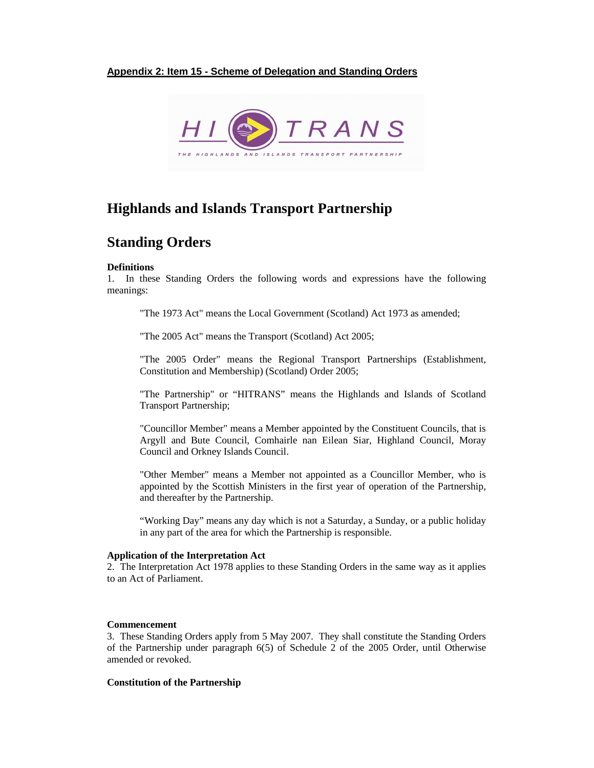**Appendix 2: Item 15 - Scheme of Delegation and Standing Orders**

# Highlands and Islands Transport Partnership

# Standing Orders

**Definitions**

1. In these Standing Orders the following words and expressions have the following meanings:

> "The 1973 Act" means the Local Government (Scotland) Act 1973 as amended;
>
> "The 2005 Act" means the Transport (Scotland) Act 2005;
>
> "The 2005 Order" means the Regional Transport Partnerships (Establishment, Constitution and Membership) (Scotland) Order 2005;
>
> "The Partnership" or "HITRANS" means the Highlands and Islands of Scotland Transport Partnership;
>
> "Councillor Member" means a Member appointed by the Constituent Councils, that is Argyll and Bute Council, Comhairle nan Eilean Siar, Highland Council, Moray Council and Orkney Islands Council.
>
> "Other Member" means a Member not appointed as a Councillor Member, who is appointed by the Scottish Ministers in the first year of operation of the Partnership, and thereafter by the Partnership.
>
> "Working Day" means any day which is not a Saturday, a Sunday, or a public holiday in any part of the area for which the Partnership is responsible.

**Application of the Interpretation Act**

2. The Interpretation Act 1978 applies to these Standing Orders in the same way as it applies to an Act of Parliament.

**Commencement**

3. These Standing Orders apply from 5 May 2007. They shall constitute the Standing Orders of the Partnership under paragraph 6(5) of Schedule 2 of the 2005 Order, until Otherwise amended or revoked.

**Constitution of the Partnership**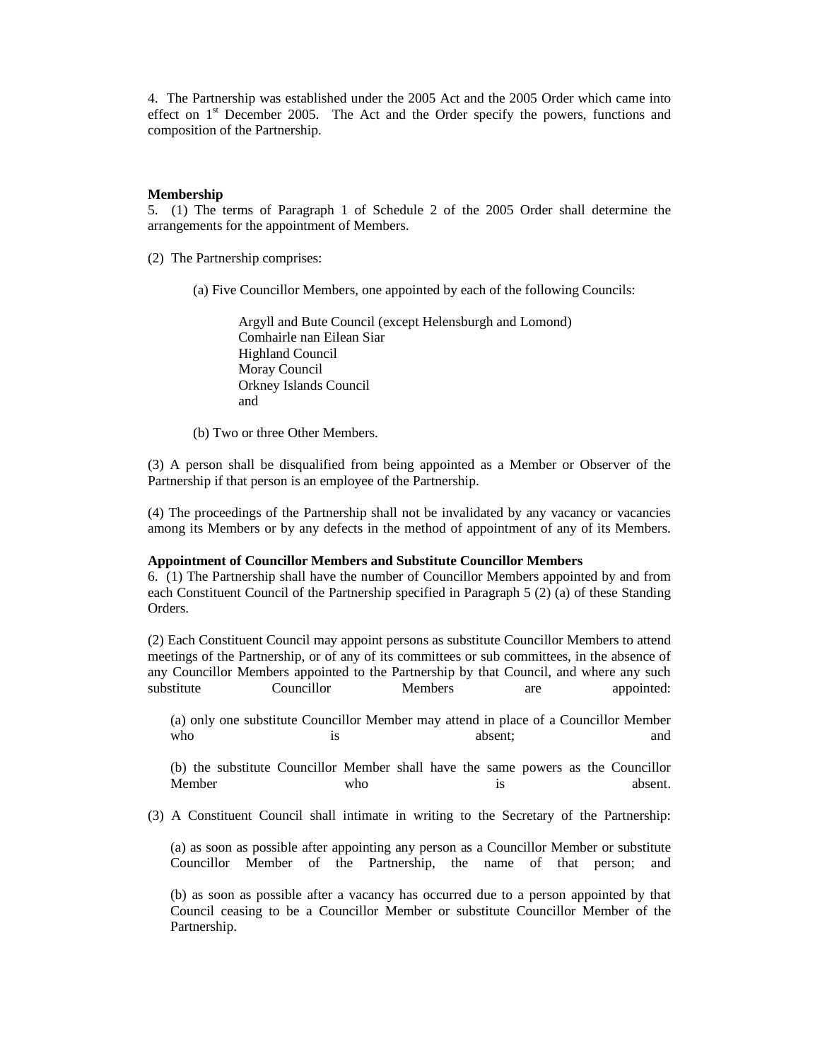4. The Partnership was established under the 2005 Act and the 2005 Order which came into effect on 1st December 2005. The Act and the Order specify the powers, functions and composition of the Partnership.

**Membership**

5. (1) The terms of Paragraph 1 of Schedule 2 of the 2005 Order shall determine the arrangements for the appointment of Members.

(2) The Partnership comprises:

(a) Five Councillor Members, one appointed by each of the following Councils:

Argyll and Bute Council (except Helensburgh and Lomond)  
Comhairle nan Eilean Siar  
Highland Council  
Moray Council  
Orkney Islands Council  
and

(b) Two or three Other Members.

(3) A person shall be disqualified from being appointed as a Member or Observer of the Partnership if that person is an employee of the Partnership.

(4) The proceedings of the Partnership shall not be invalidated by any vacancy or vacancies among its Members or by any defects in the method of appointment of any of its Members.

**Appointment of Councillor Members and Substitute Councillor Members**

6. (1) The Partnership shall have the number of Councillor Members appointed by and from each Constituent Council of the Partnership specified in Paragraph 5 (2) (a) of these Standing Orders.

(2) Each Constituent Council may appoint persons as substitute Councillor Members to attend meetings of the Partnership, or of any of its committees or sub committees, in the absence of any Councillor Members appointed to the Partnership by that Council, and where any such substitute Councillor Members are appointed:

(a) only one substitute Councillor Member may attend in place of a Councillor Member who is absent; and

(b) the substitute Councillor Member shall have the same powers as the Councillor Member who is absent.

(3) A Constituent Council shall intimate in writing to the Secretary of the Partnership:

(a) as soon as possible after appointing any person as a Councillor Member or substitute Councillor Member of the Partnership, the name of that person; and

(b) as soon as possible after a vacancy has occurred due to a person appointed by that Council ceasing to be a Councillor Member or substitute Councillor Member of the Partnership.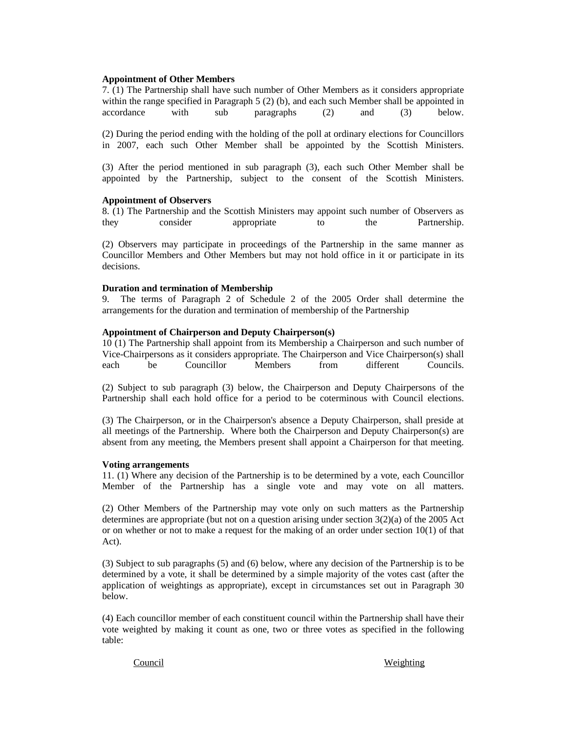**Appointment of Other Members**

7. (1) The Partnership shall have such number of Other Members as it considers appropriate within the range specified in Paragraph 5 (2) (b), and each such Member shall be appointed in accordance with sub paragraphs (2) and (3) below.

(2) During the period ending with the holding of the poll at ordinary elections for Councillors in 2007, each such Other Member shall be appointed by the Scottish Ministers.

(3) After the period mentioned in sub paragraph (3), each such Other Member shall be appointed by the Partnership, subject to the consent of the Scottish Ministers.

**Appointment of Observers**

8. (1) The Partnership and the Scottish Ministers may appoint such number of Observers as they consider appropriate to the Partnership.

(2) Observers may participate in proceedings of the Partnership in the same manner as Councillor Members and Other Members but may not hold office in it or participate in its decisions.

**Duration and termination of Membership**

9. The terms of Paragraph 2 of Schedule 2 of the 2005 Order shall determine the arrangements for the duration and termination of membership of the Partnership

**Appointment of Chairperson and Deputy Chairperson(s)**

10 (1) The Partnership shall appoint from its Membership a Chairperson and such number of Vice-Chairpersons as it considers appropriate. The Chairperson and Vice Chairperson(s) shall each be Councillor Members from different Councils.

(2) Subject to sub paragraph (3) below, the Chairperson and Deputy Chairpersons of the Partnership shall each hold office for a period to be coterminous with Council elections.

(3) The Chairperson, or in the Chairperson's absence a Deputy Chairperson, shall preside at all meetings of the Partnership. Where both the Chairperson and Deputy Chairperson(s) are absent from any meeting, the Members present shall appoint a Chairperson for that meeting.

**Voting arrangements**

11. (1) Where any decision of the Partnership is to be determined by a vote, each Councillor Member of the Partnership has a single vote and may vote on all matters.

(2) Other Members of the Partnership may vote only on such matters as the Partnership determines are appropriate (but not on a question arising under section 3(2)(a) of the 2005 Act or on whether or not to make a request for the making of an order under section 10(1) of that Act).

(3) Subject to sub paragraphs (5) and (6) below, where any decision of the Partnership is to be determined by a vote, it shall be determined by a simple majority of the votes cast (after the application of weightings as appropriate), except in circumstances set out in Paragraph 30 below.

(4) Each councillor member of each constituent council within the Partnership shall have their vote weighted by making it count as one, two or three votes as specified in the following table:

| Council | Weighting |
|---|---|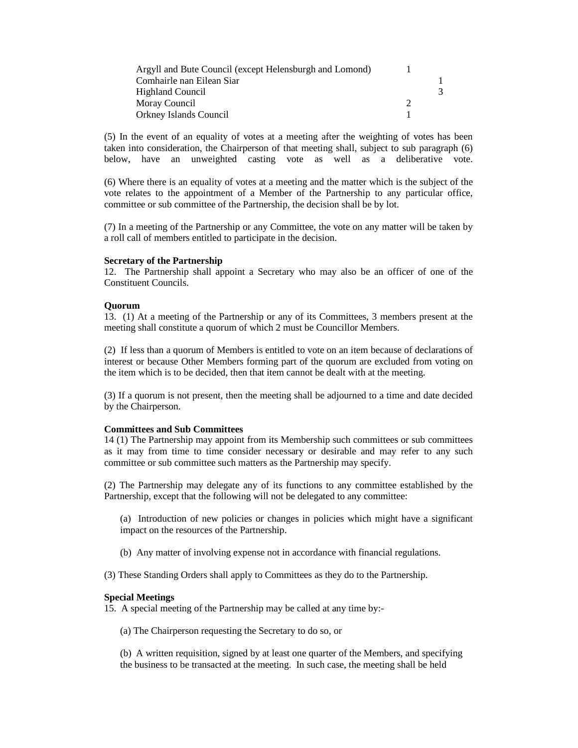| | |
|---|---|
| Argyll and Bute Council (except Helensburgh and Lomond) | 1 |
| Comhairle nan Eilean Siar | 1 |
| Highland Council | 3 |
| Moray Council | 2 |
| Orkney Islands Council | 1 |

(5) In the event of an equality of votes at a meeting after the weighting of votes has been taken into consideration, the Chairperson of that meeting shall, subject to sub paragraph (6) below, have an unweighted casting vote as well as a deliberative vote.

(6) Where there is an equality of votes at a meeting and the matter which is the subject of the vote relates to the appointment of a Member of the Partnership to any particular office, committee or sub committee of the Partnership, the decision shall be by lot.

(7) In a meeting of the Partnership or any Committee, the vote on any matter will be taken by a roll call of members entitled to participate in the decision.

**Secretary of the Partnership**

12. The Partnership shall appoint a Secretary who may also be an officer of one of the Constituent Councils.

**Quorum**

13. (1) At a meeting of the Partnership or any of its Committees, 3 members present at the meeting shall constitute a quorum of which 2 must be Councillor Members.

(2) If less than a quorum of Members is entitled to vote on an item because of declarations of interest or because Other Members forming part of the quorum are excluded from voting on the item which is to be decided, then that item cannot be dealt with at the meeting.

(3) If a quorum is not present, then the meeting shall be adjourned to a time and date decided by the Chairperson.

**Committees and Sub Committees**

14 (1) The Partnership may appoint from its Membership such committees or sub committees as it may from time to time consider necessary or desirable and may refer to any such committee or sub committee such matters as the Partnership may specify.

(2) The Partnership may delegate any of its functions to any committee established by the Partnership, except that the following will not be delegated to any committee:

(a) Introduction of new policies or changes in policies which might have a significant impact on the resources of the Partnership.

(b) Any matter of involving expense not in accordance with financial regulations.

(3) These Standing Orders shall apply to Committees as they do to the Partnership.

**Special Meetings**

15. A special meeting of the Partnership may be called at any time by:-

(a) The Chairperson requesting the Secretary to do so, or

(b) A written requisition, signed by at least one quarter of the Members, and specifying the business to be transacted at the meeting. In such case, the meeting shall be held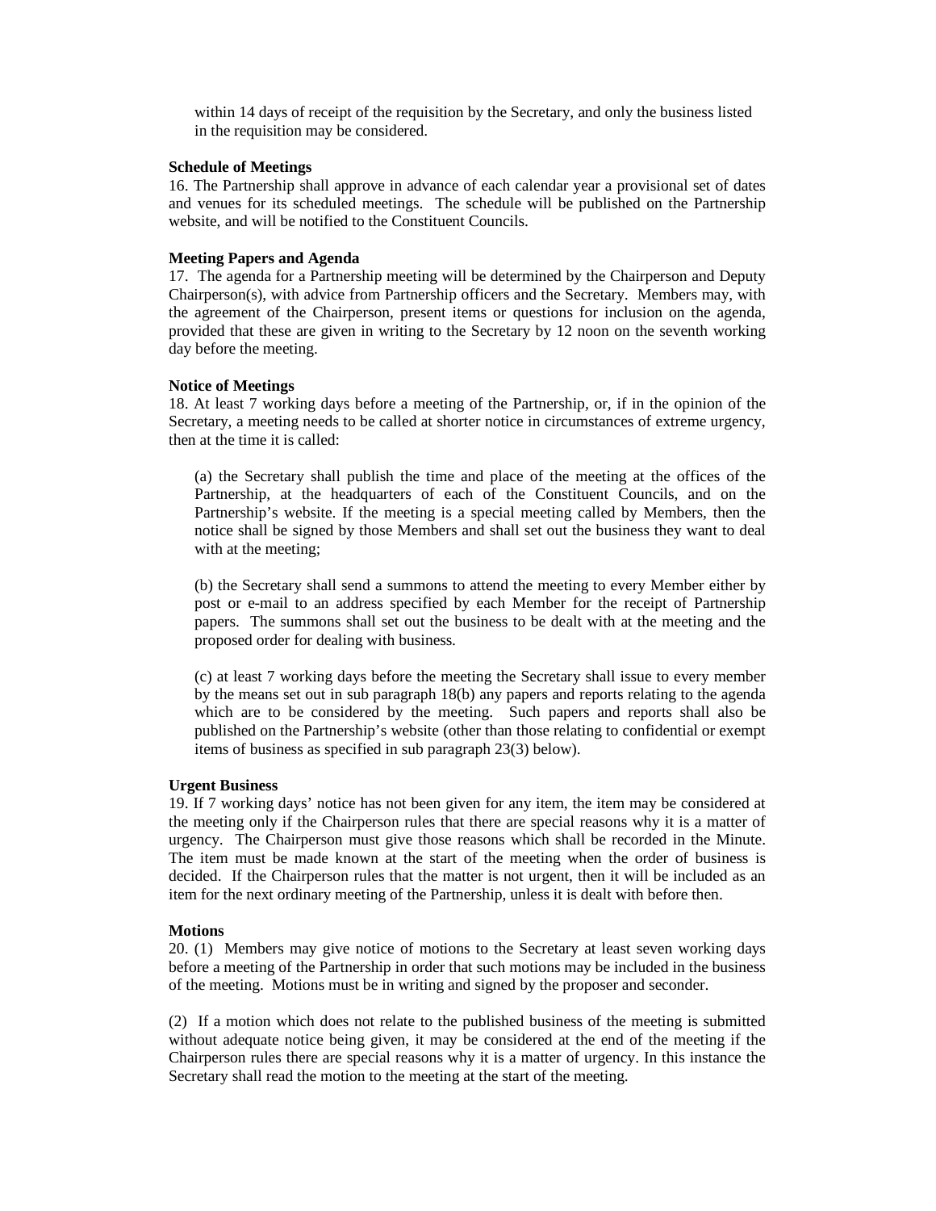within 14 days of receipt of the requisition by the Secretary, and only the business listed in the requisition may be considered.

**Schedule of Meetings**

16. The Partnership shall approve in advance of each calendar year a provisional set of dates and venues for its scheduled meetings. The schedule will be published on the Partnership website, and will be notified to the Constituent Councils.

**Meeting Papers and Agenda**

17. The agenda for a Partnership meeting will be determined by the Chairperson and Deputy Chairperson(s), with advice from Partnership officers and the Secretary. Members may, with the agreement of the Chairperson, present items or questions for inclusion on the agenda, provided that these are given in writing to the Secretary by 12 noon on the seventh working day before the meeting.

**Notice of Meetings**

18. At least 7 working days before a meeting of the Partnership, or, if in the opinion of the Secretary, a meeting needs to be called at shorter notice in circumstances of extreme urgency, then at the time it is called:

(a) the Secretary shall publish the time and place of the meeting at the offices of the Partnership, at the headquarters of each of the Constituent Councils, and on the Partnership's website. If the meeting is a special meeting called by Members, then the notice shall be signed by those Members and shall set out the business they want to deal with at the meeting;

(b) the Secretary shall send a summons to attend the meeting to every Member either by post or e-mail to an address specified by each Member for the receipt of Partnership papers. The summons shall set out the business to be dealt with at the meeting and the proposed order for dealing with business.

(c) at least 7 working days before the meeting the Secretary shall issue to every member by the means set out in sub paragraph 18(b) any papers and reports relating to the agenda which are to be considered by the meeting. Such papers and reports shall also be published on the Partnership's website (other than those relating to confidential or exempt items of business as specified in sub paragraph 23(3) below).

**Urgent Business**

19. If 7 working days' notice has not been given for any item, the item may be considered at the meeting only if the Chairperson rules that there are special reasons why it is a matter of urgency. The Chairperson must give those reasons which shall be recorded in the Minute. The item must be made known at the start of the meeting when the order of business is decided. If the Chairperson rules that the matter is not urgent, then it will be included as an item for the next ordinary meeting of the Partnership, unless it is dealt with before then.

**Motions**

20. (1) Members may give notice of motions to the Secretary at least seven working days before a meeting of the Partnership in order that such motions may be included in the business of the meeting. Motions must be in writing and signed by the proposer and seconder.

(2) If a motion which does not relate to the published business of the meeting is submitted without adequate notice being given, it may be considered at the end of the meeting if the Chairperson rules there are special reasons why it is a matter of urgency. In this instance the Secretary shall read the motion to the meeting at the start of the meeting.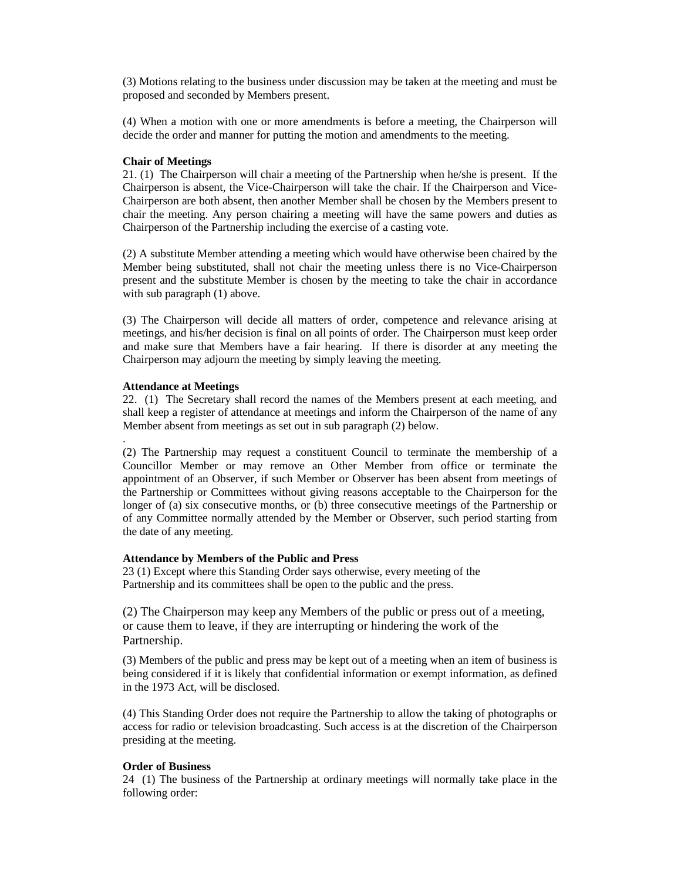(3) Motions relating to the business under discussion may be taken at the meeting and must be proposed and seconded by Members present.

(4) When a motion with one or more amendments is before a meeting, the Chairperson will decide the order and manner for putting the motion and amendments to the meeting.

**Chair of Meetings**

21. (1) The Chairperson will chair a meeting of the Partnership when he/she is present. If the Chairperson is absent, the Vice-Chairperson will take the chair. If the Chairperson and Vice-Chairperson are both absent, then another Member shall be chosen by the Members present to chair the meeting. Any person chairing a meeting will have the same powers and duties as Chairperson of the Partnership including the exercise of a casting vote.

(2) A substitute Member attending a meeting which would have otherwise been chaired by the Member being substituted, shall not chair the meeting unless there is no Vice-Chairperson present and the substitute Member is chosen by the meeting to take the chair in accordance with sub paragraph (1) above.

(3) The Chairperson will decide all matters of order, competence and relevance arising at meetings, and his/her decision is final on all points of order. The Chairperson must keep order and make sure that Members have a fair hearing. If there is disorder at any meeting the Chairperson may adjourn the meeting by simply leaving the meeting.

**Attendance at Meetings**

22. (1) The Secretary shall record the names of the Members present at each meeting, and shall keep a register of attendance at meetings and inform the Chairperson of the name of any Member absent from meetings as set out in sub paragraph (2) below.

.

(2) The Partnership may request a constituent Council to terminate the membership of a Councillor Member or may remove an Other Member from office or terminate the appointment of an Observer, if such Member or Observer has been absent from meetings of the Partnership or Committees without giving reasons acceptable to the Chairperson for the longer of (a) six consecutive months, or (b) three consecutive meetings of the Partnership or of any Committee normally attended by the Member or Observer, such period starting from the date of any meeting.

**Attendance by Members of the Public and Press**

23 (1) Except where this Standing Order says otherwise, every meeting of the Partnership and its committees shall be open to the public and the press.

(2) The Chairperson may keep any Members of the public or press out of a meeting, or cause them to leave, if they are interrupting or hindering the work of the Partnership.

(3) Members of the public and press may be kept out of a meeting when an item of business is being considered if it is likely that confidential information or exempt information, as defined in the 1973 Act, will be disclosed.

(4) This Standing Order does not require the Partnership to allow the taking of photographs or access for radio or television broadcasting. Such access is at the discretion of the Chairperson presiding at the meeting.

**Order of Business**

24 (1) The business of the Partnership at ordinary meetings will normally take place in the following order: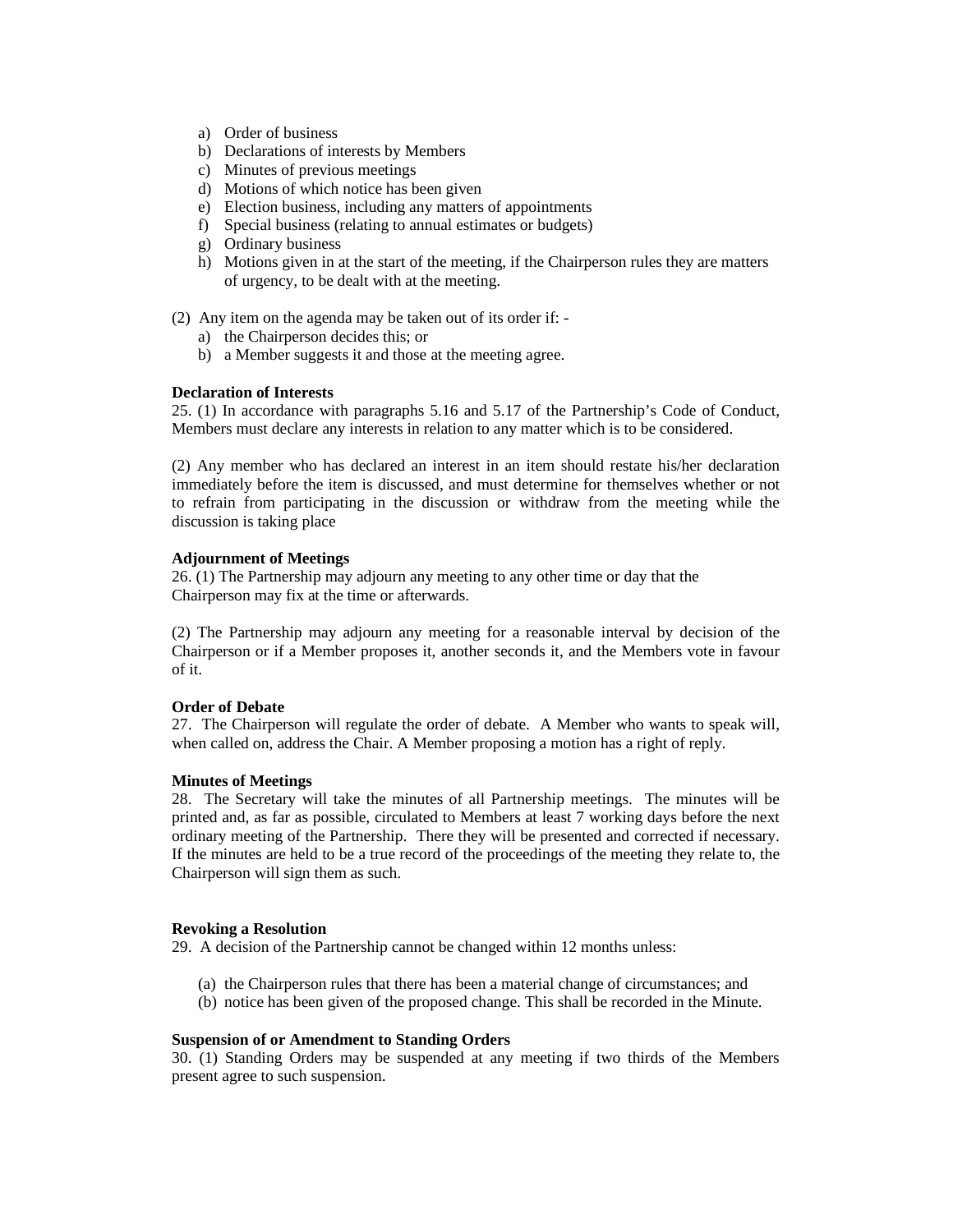a) Order of business
b) Declarations of interests by Members
c) Minutes of previous meetings
d) Motions of which notice has been given
e) Election business, including any matters of appointments
f) Special business (relating to annual estimates or budgets)
g) Ordinary business
h) Motions given in at the start of the meeting, if the Chairperson rules they are matters of urgency, to be dealt with at the meeting.

(2) Any item on the agenda may be taken out of its order if: -

a) the Chairperson decides this; or
b) a Member suggests it and those at the meeting agree.

**Declaration of Interests**

25. (1) In accordance with paragraphs 5.16 and 5.17 of the Partnership's Code of Conduct, Members must declare any interests in relation to any matter which is to be considered.

(2) Any member who has declared an interest in an item should restate his/her declaration immediately before the item is discussed, and must determine for themselves whether or not to refrain from participating in the discussion or withdraw from the meeting while the discussion is taking place

**Adjournment of Meetings**

26. (1) The Partnership may adjourn any meeting to any other time or day that the Chairperson may fix at the time or afterwards.

(2) The Partnership may adjourn any meeting for a reasonable interval by decision of the Chairperson or if a Member proposes it, another seconds it, and the Members vote in favour of it.

**Order of Debate**

27. The Chairperson will regulate the order of debate. A Member who wants to speak will, when called on, address the Chair. A Member proposing a motion has a right of reply.

**Minutes of Meetings**

28. The Secretary will take the minutes of all Partnership meetings. The minutes will be printed and, as far as possible, circulated to Members at least 7 working days before the next ordinary meeting of the Partnership. There they will be presented and corrected if necessary. If the minutes are held to be a true record of the proceedings of the meeting they relate to, the Chairperson will sign them as such.

**Revoking a Resolution**

29. A decision of the Partnership cannot be changed within 12 months unless:

(a) the Chairperson rules that there has been a material change of circumstances; and
(b) notice has been given of the proposed change. This shall be recorded in the Minute.

**Suspension of or Amendment to Standing Orders**

30. (1) Standing Orders may be suspended at any meeting if two thirds of the Members present agree to such suspension.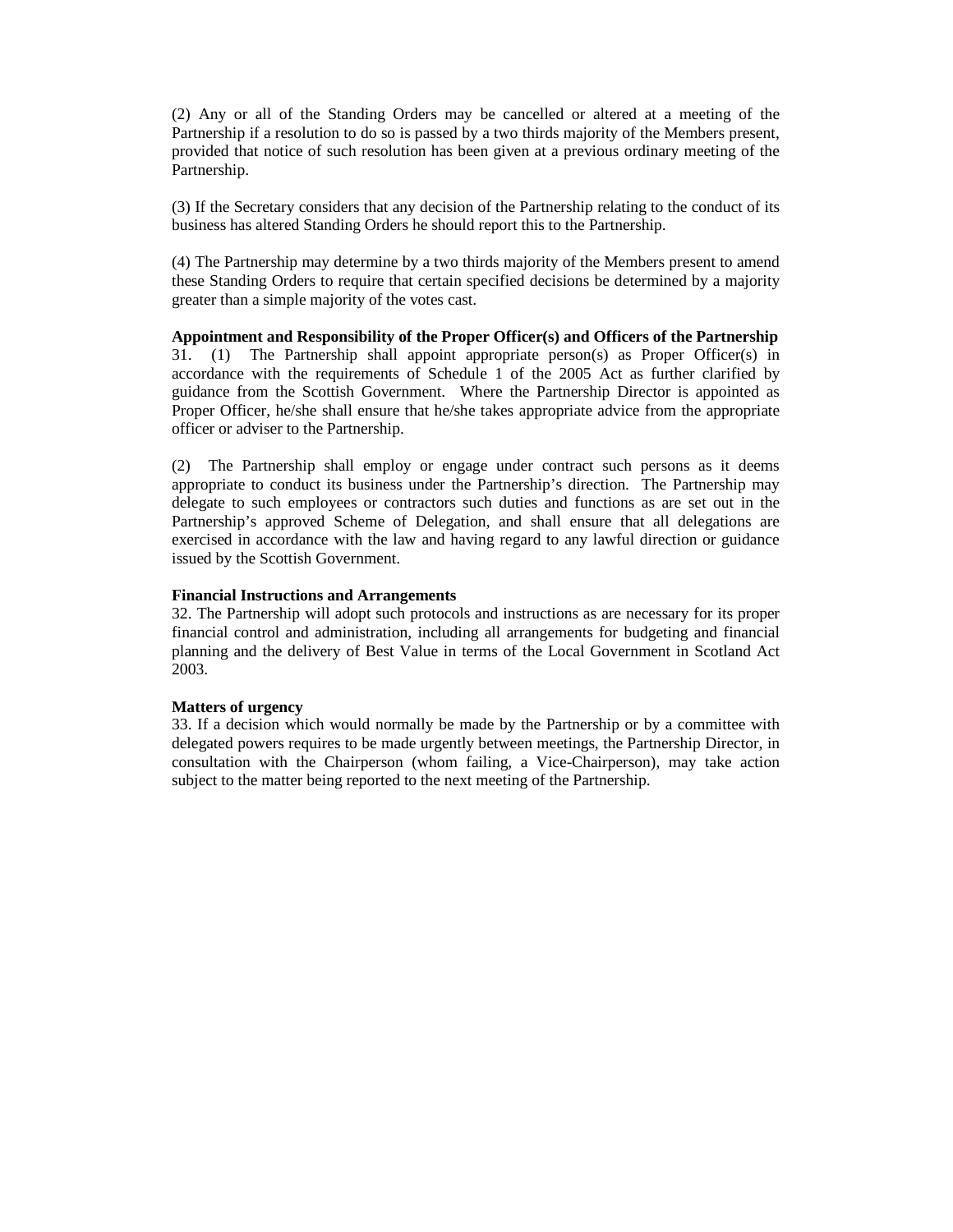(2) Any or all of the Standing Orders may be cancelled or altered at a meeting of the Partnership if a resolution to do so is passed by a two thirds majority of the Members present, provided that notice of such resolution has been given at a previous ordinary meeting of the Partnership.

(3) If the Secretary considers that any decision of the Partnership relating to the conduct of its business has altered Standing Orders he should report this to the Partnership.

(4) The Partnership may determine by a two thirds majority of the Members present to amend these Standing Orders to require that certain specified decisions be determined by a majority greater than a simple majority of the votes cast.

**Appointment and Responsibility of the Proper Officer(s) and Officers of the Partnership**

31. (1) The Partnership shall appoint appropriate person(s) as Proper Officer(s) in accordance with the requirements of Schedule 1 of the 2005 Act as further clarified by guidance from the Scottish Government. Where the Partnership Director is appointed as Proper Officer, he/she shall ensure that he/she takes appropriate advice from the appropriate officer or adviser to the Partnership.

(2) The Partnership shall employ or engage under contract such persons as it deems appropriate to conduct its business under the Partnership's direction. The Partnership may delegate to such employees or contractors such duties and functions as are set out in the Partnership's approved Scheme of Delegation, and shall ensure that all delegations are exercised in accordance with the law and having regard to any lawful direction or guidance issued by the Scottish Government.

**Financial Instructions and Arrangements**

32. The Partnership will adopt such protocols and instructions as are necessary for its proper financial control and administration, including all arrangements for budgeting and financial planning and the delivery of Best Value in terms of the Local Government in Scotland Act 2003.

**Matters of urgency**

33. If a decision which would normally be made by the Partnership or by a committee with delegated powers requires to be made urgently between meetings, the Partnership Director, in consultation with the Chairperson (whom failing, a Vice-Chairperson), may take action subject to the matter being reported to the next meeting of the Partnership.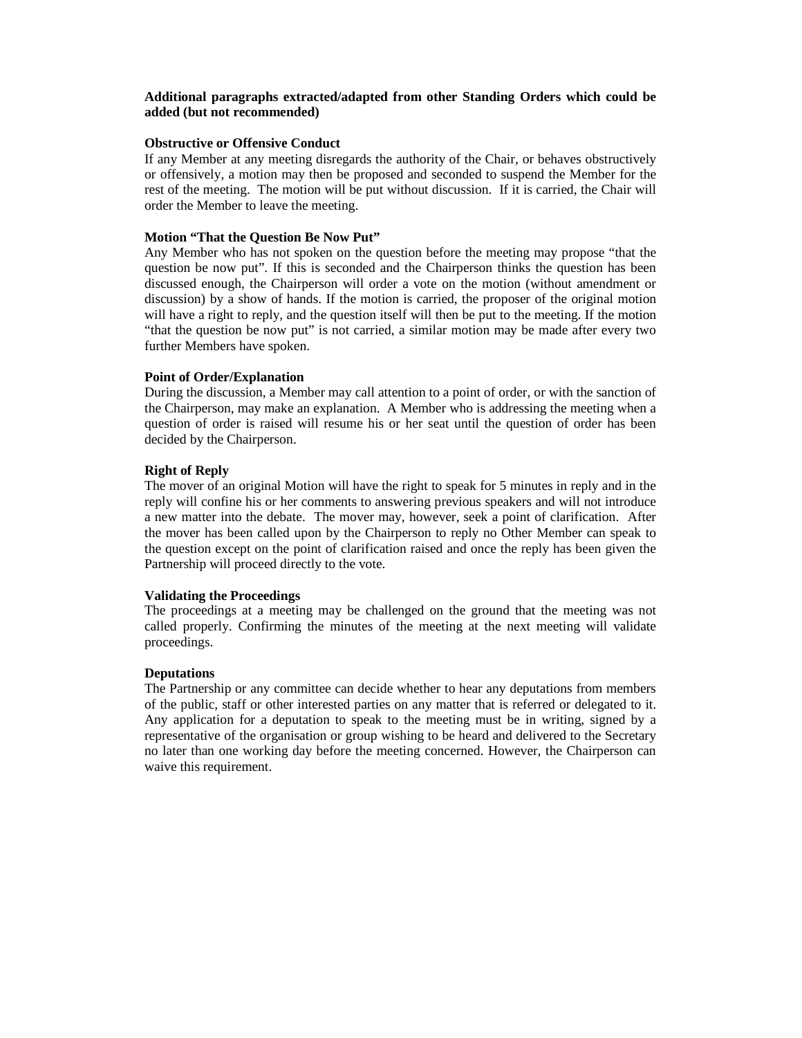**Additional paragraphs extracted/adapted from other Standing Orders which could be added (but not recommended)**

**Obstructive or Offensive Conduct**

If any Member at any meeting disregards the authority of the Chair, or behaves obstructively or offensively, a motion may then be proposed and seconded to suspend the Member for the rest of the meeting. The motion will be put without discussion. If it is carried, the Chair will order the Member to leave the meeting.

**Motion "That the Question Be Now Put"**

Any Member who has not spoken on the question before the meeting may propose "that the question be now put". If this is seconded and the Chairperson thinks the question has been discussed enough, the Chairperson will order a vote on the motion (without amendment or discussion) by a show of hands. If the motion is carried, the proposer of the original motion will have a right to reply, and the question itself will then be put to the meeting. If the motion "that the question be now put" is not carried, a similar motion may be made after every two further Members have spoken.

**Point of Order/Explanation**

During the discussion, a Member may call attention to a point of order, or with the sanction of the Chairperson, may make an explanation. A Member who is addressing the meeting when a question of order is raised will resume his or her seat until the question of order has been decided by the Chairperson.

**Right of Reply**

The mover of an original Motion will have the right to speak for 5 minutes in reply and in the reply will confine his or her comments to answering previous speakers and will not introduce a new matter into the debate. The mover may, however, seek a point of clarification. After the mover has been called upon by the Chairperson to reply no Other Member can speak to the question except on the point of clarification raised and once the reply has been given the Partnership will proceed directly to the vote.

**Validating the Proceedings**

The proceedings at a meeting may be challenged on the ground that the meeting was not called properly. Confirming the minutes of the meeting at the next meeting will validate proceedings.

**Deputations**

The Partnership or any committee can decide whether to hear any deputations from members of the public, staff or other interested parties on any matter that is referred or delegated to it. Any application for a deputation to speak to the meeting must be in writing, signed by a representative of the organisation or group wishing to be heard and delivered to the Secretary no later than one working day before the meeting concerned. However, the Chairperson can waive this requirement.